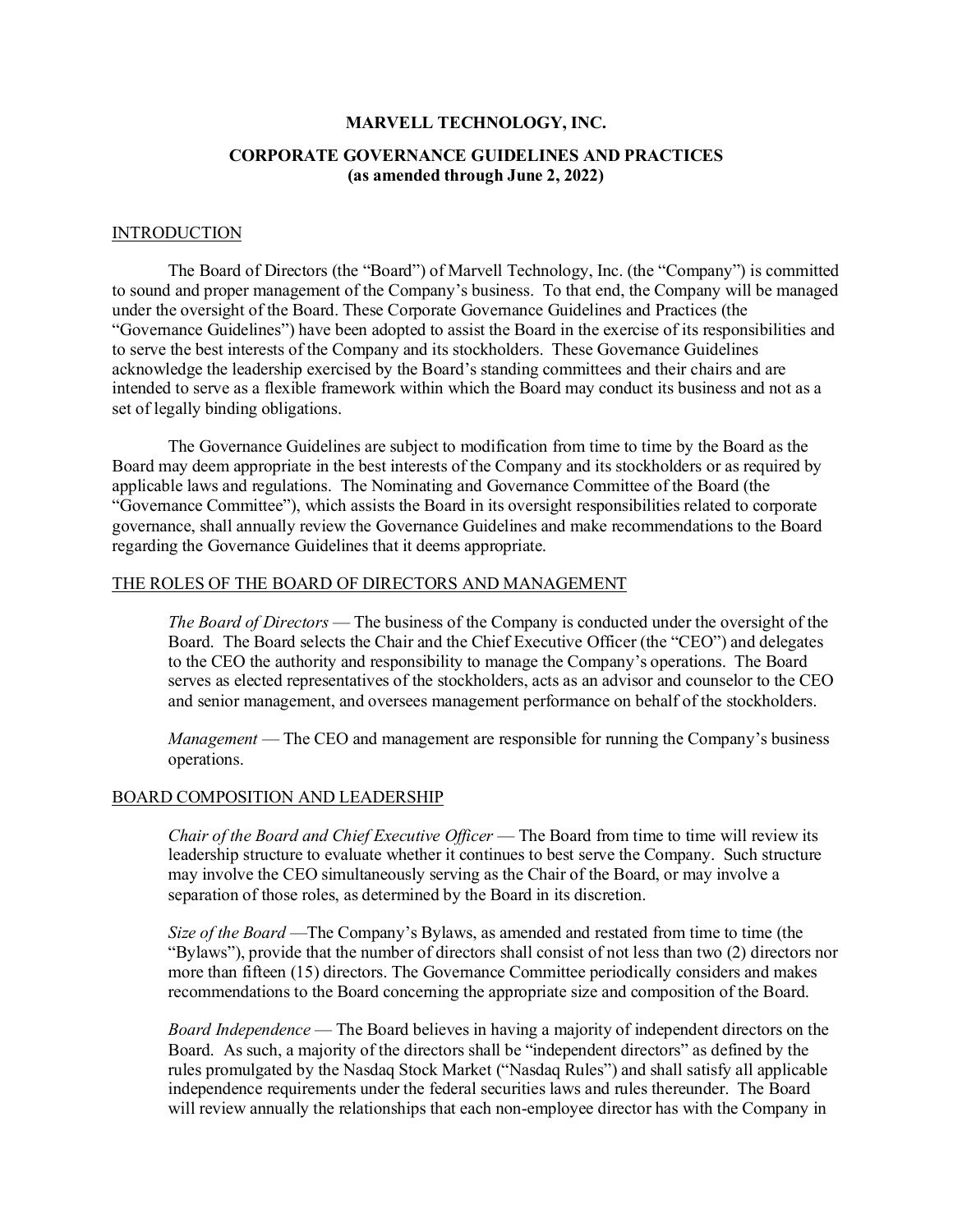# MARVELL TECHNOLOGY, INC.

## CORPORATE GOVERNANCE GUIDELINES AND PRACTICES
**(as amended through June 2, 2022)**

### INTRODUCTION

The Board of Directors (the "Board") of Marvell Technology, Inc. (the "Company") is committed to sound and proper management of the Company's business. To that end, the Company will be managed under the oversight of the Board. These Corporate Governance Guidelines and Practices (the "Governance Guidelines") have been adopted to assist the Board in the exercise of its responsibilities and to serve the best interests of the Company and its stockholders. These Governance Guidelines acknowledge the leadership exercised by the Board's standing committees and their chairs and are intended to serve as a flexible framework within which the Board may conduct its business and not as a set of legally binding obligations.

The Governance Guidelines are subject to modification from time to time by the Board as the Board may deem appropriate in the best interests of the Company and its stockholders or as required by applicable laws and regulations. The Nominating and Governance Committee of the Board (the "Governance Committee"), which assists the Board in its oversight responsibilities related to corporate governance, shall annually review the Governance Guidelines and make recommendations to the Board regarding the Governance Guidelines that it deems appropriate.

### THE ROLES OF THE BOARD OF DIRECTORS AND MANAGEMENT

*The Board of Directors* — The business of the Company is conducted under the oversight of the Board. The Board selects the Chair and the Chief Executive Officer (the "CEO") and delegates to the CEO the authority and responsibility to manage the Company's operations. The Board serves as elected representatives of the stockholders, acts as an advisor and counselor to the CEO and senior management, and oversees management performance on behalf of the stockholders.

*Management* — The CEO and management are responsible for running the Company's business operations.

### BOARD COMPOSITION AND LEADERSHIP

*Chair of the Board and Chief Executive Officer* — The Board from time to time will review its leadership structure to evaluate whether it continues to best serve the Company. Such structure may involve the CEO simultaneously serving as the Chair of the Board, or may involve a separation of those roles, as determined by the Board in its discretion.

*Size of the Board* —The Company's Bylaws, as amended and restated from time to time (the "Bylaws"), provide that the number of directors shall consist of not less than two (2) directors nor more than fifteen (15) directors. The Governance Committee periodically considers and makes recommendations to the Board concerning the appropriate size and composition of the Board.

*Board Independence* — The Board believes in having a majority of independent directors on the Board. As such, a majority of the directors shall be "independent directors" as defined by the rules promulgated by the Nasdaq Stock Market ("Nasdaq Rules") and shall satisfy all applicable independence requirements under the federal securities laws and rules thereunder. The Board will review annually the relationships that each non-employee director has with the Company in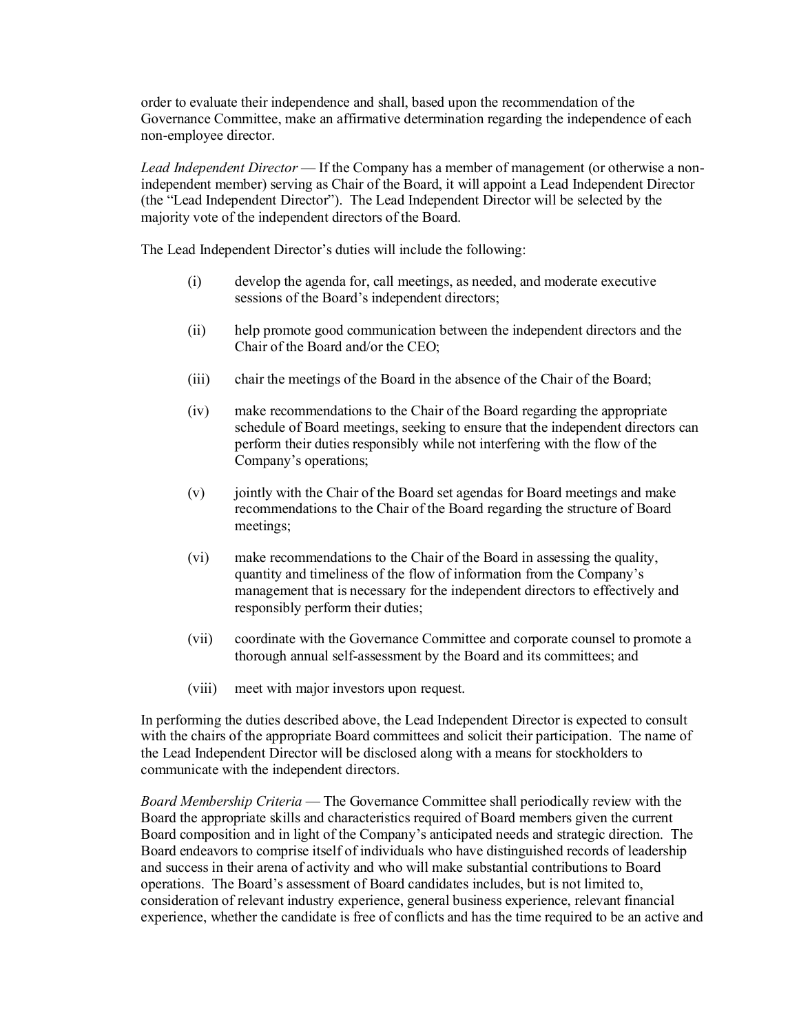order to evaluate their independence and shall, based upon the recommendation of the Governance Committee, make an affirmative determination regarding the independence of each non-employee director.

*Lead Independent Director* — If the Company has a member of management (or otherwise a non-independent member) serving as Chair of the Board, it will appoint a Lead Independent Director (the "Lead Independent Director"). The Lead Independent Director will be selected by the majority vote of the independent directors of the Board.

The Lead Independent Director's duties will include the following:

(i) develop the agenda for, call meetings, as needed, and moderate executive sessions of the Board's independent directors;

(ii) help promote good communication between the independent directors and the Chair of the Board and/or the CEO;

(iii) chair the meetings of the Board in the absence of the Chair of the Board;

(iv) make recommendations to the Chair of the Board regarding the appropriate schedule of Board meetings, seeking to ensure that the independent directors can perform their duties responsibly while not interfering with the flow of the Company's operations;

(v) jointly with the Chair of the Board set agendas for Board meetings and make recommendations to the Chair of the Board regarding the structure of Board meetings;

(vi) make recommendations to the Chair of the Board in assessing the quality, quantity and timeliness of the flow of information from the Company's management that is necessary for the independent directors to effectively and responsibly perform their duties;

(vii) coordinate with the Governance Committee and corporate counsel to promote a thorough annual self-assessment by the Board and its committees; and

(viii) meet with major investors upon request.

In performing the duties described above, the Lead Independent Director is expected to consult with the chairs of the appropriate Board committees and solicit their participation. The name of the Lead Independent Director will be disclosed along with a means for stockholders to communicate with the independent directors.

*Board Membership Criteria* — The Governance Committee shall periodically review with the Board the appropriate skills and characteristics required of Board members given the current Board composition and in light of the Company's anticipated needs and strategic direction. The Board endeavors to comprise itself of individuals who have distinguished records of leadership and success in their arena of activity and who will make substantial contributions to Board operations. The Board's assessment of Board candidates includes, but is not limited to, consideration of relevant industry experience, general business experience, relevant financial experience, whether the candidate is free of conflicts and has the time required to be an active and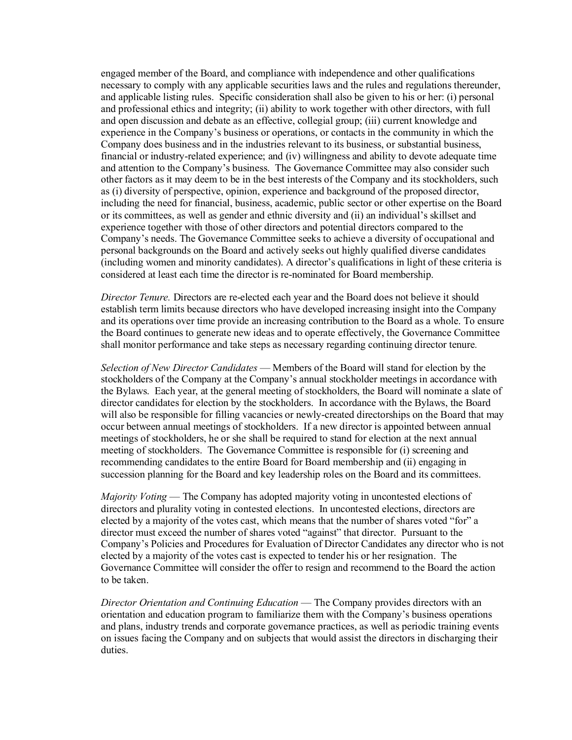engaged member of the Board, and compliance with independence and other qualifications necessary to comply with any applicable securities laws and the rules and regulations thereunder, and applicable listing rules. Specific consideration shall also be given to his or her: (i) personal and professional ethics and integrity; (ii) ability to work together with other directors, with full and open discussion and debate as an effective, collegial group; (iii) current knowledge and experience in the Company's business or operations, or contacts in the community in which the Company does business and in the industries relevant to its business, or substantial business, financial or industry-related experience; and (iv) willingness and ability to devote adequate time and attention to the Company's business. The Governance Committee may also consider such other factors as it may deem to be in the best interests of the Company and its stockholders, such as (i) diversity of perspective, opinion, experience and background of the proposed director, including the need for financial, business, academic, public sector or other expertise on the Board or its committees, as well as gender and ethnic diversity and (ii) an individual's skillset and experience together with those of other directors and potential directors compared to the Company's needs. The Governance Committee seeks to achieve a diversity of occupational and personal backgrounds on the Board and actively seeks out highly qualified diverse candidates (including women and minority candidates). A director's qualifications in light of these criteria is considered at least each time the director is re-nominated for Board membership.

*Director Tenure.* Directors are re-elected each year and the Board does not believe it should establish term limits because directors who have developed increasing insight into the Company and its operations over time provide an increasing contribution to the Board as a whole. To ensure the Board continues to generate new ideas and to operate effectively, the Governance Committee shall monitor performance and take steps as necessary regarding continuing director tenure.

*Selection of New Director Candidates* — Members of the Board will stand for election by the stockholders of the Company at the Company's annual stockholder meetings in accordance with the Bylaws. Each year, at the general meeting of stockholders, the Board will nominate a slate of director candidates for election by the stockholders. In accordance with the Bylaws, the Board will also be responsible for filling vacancies or newly-created directorships on the Board that may occur between annual meetings of stockholders. If a new director is appointed between annual meetings of stockholders, he or she shall be required to stand for election at the next annual meeting of stockholders. The Governance Committee is responsible for (i) screening and recommending candidates to the entire Board for Board membership and (ii) engaging in succession planning for the Board and key leadership roles on the Board and its committees.

*Majority Voting* — The Company has adopted majority voting in uncontested elections of directors and plurality voting in contested elections. In uncontested elections, directors are elected by a majority of the votes cast, which means that the number of shares voted "for" a director must exceed the number of shares voted "against" that director. Pursuant to the Company's Policies and Procedures for Evaluation of Director Candidates any director who is not elected by a majority of the votes cast is expected to tender his or her resignation. The Governance Committee will consider the offer to resign and recommend to the Board the action to be taken.

*Director Orientation and Continuing Education* — The Company provides directors with an orientation and education program to familiarize them with the Company's business operations and plans, industry trends and corporate governance practices, as well as periodic training events on issues facing the Company and on subjects that would assist the directors in discharging their duties.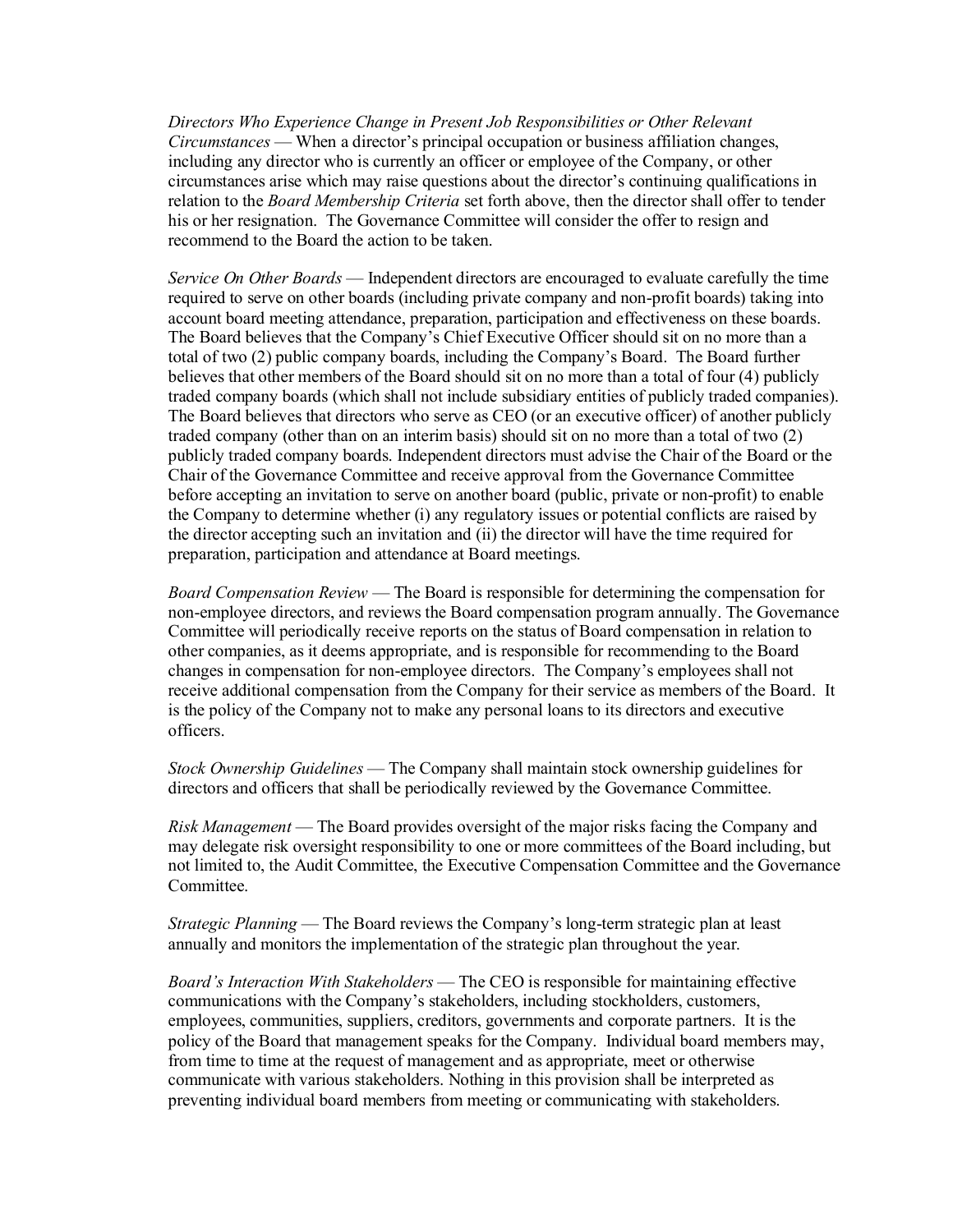*Directors Who Experience Change in Present Job Responsibilities or Other Relevant Circumstances* — When a director's principal occupation or business affiliation changes, including any director who is currently an officer or employee of the Company, or other circumstances arise which may raise questions about the director's continuing qualifications in relation to the *Board Membership Criteria* set forth above, then the director shall offer to tender his or her resignation. The Governance Committee will consider the offer to resign and recommend to the Board the action to be taken.

*Service On Other Boards* — Independent directors are encouraged to evaluate carefully the time required to serve on other boards (including private company and non-profit boards) taking into account board meeting attendance, preparation, participation and effectiveness on these boards. The Board believes that the Company's Chief Executive Officer should sit on no more than a total of two (2) public company boards, including the Company's Board. The Board further believes that other members of the Board should sit on no more than a total of four (4) publicly traded company boards (which shall not include subsidiary entities of publicly traded companies). The Board believes that directors who serve as CEO (or an executive officer) of another publicly traded company (other than on an interim basis) should sit on no more than a total of two (2) publicly traded company boards. Independent directors must advise the Chair of the Board or the Chair of the Governance Committee and receive approval from the Governance Committee before accepting an invitation to serve on another board (public, private or non-profit) to enable the Company to determine whether (i) any regulatory issues or potential conflicts are raised by the director accepting such an invitation and (ii) the director will have the time required for preparation, participation and attendance at Board meetings.

*Board Compensation Review* — The Board is responsible for determining the compensation for non-employee directors, and reviews the Board compensation program annually. The Governance Committee will periodically receive reports on the status of Board compensation in relation to other companies, as it deems appropriate, and is responsible for recommending to the Board changes in compensation for non-employee directors. The Company's employees shall not receive additional compensation from the Company for their service as members of the Board. It is the policy of the Company not to make any personal loans to its directors and executive officers.

*Stock Ownership Guidelines* — The Company shall maintain stock ownership guidelines for directors and officers that shall be periodically reviewed by the Governance Committee.

*Risk Management* — The Board provides oversight of the major risks facing the Company and may delegate risk oversight responsibility to one or more committees of the Board including, but not limited to, the Audit Committee, the Executive Compensation Committee and the Governance Committee.

*Strategic Planning* — The Board reviews the Company's long-term strategic plan at least annually and monitors the implementation of the strategic plan throughout the year.

*Board's Interaction With Stakeholders* — The CEO is responsible for maintaining effective communications with the Company's stakeholders, including stockholders, customers, employees, communities, suppliers, creditors, governments and corporate partners. It is the policy of the Board that management speaks for the Company. Individual board members may, from time to time at the request of management and as appropriate, meet or otherwise communicate with various stakeholders. Nothing in this provision shall be interpreted as preventing individual board members from meeting or communicating with stakeholders.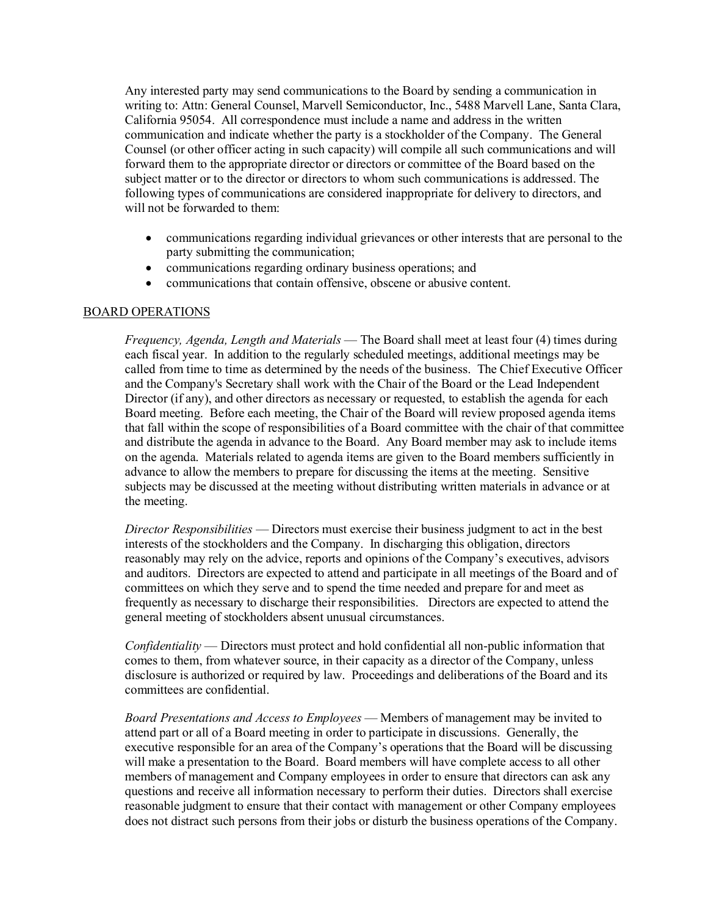Any interested party may send communications to the Board by sending a communication in writing to: Attn: General Counsel, Marvell Semiconductor, Inc., 5488 Marvell Lane, Santa Clara, California 95054. All correspondence must include a name and address in the written communication and indicate whether the party is a stockholder of the Company. The General Counsel (or other officer acting in such capacity) will compile all such communications and will forward them to the appropriate director or directors or committee of the Board based on the subject matter or to the director or directors to whom such communications is addressed. The following types of communications are considered inappropriate for delivery to directors, and will not be forwarded to them:

- communications regarding individual grievances or other interests that are personal to the party submitting the communication;
- communications regarding ordinary business operations; and
- communications that contain offensive, obscene or abusive content.

## BOARD OPERATIONS

*Frequency, Agenda, Length and Materials* — The Board shall meet at least four (4) times during each fiscal year. In addition to the regularly scheduled meetings, additional meetings may be called from time to time as determined by the needs of the business. The Chief Executive Officer and the Company's Secretary shall work with the Chair of the Board or the Lead Independent Director (if any), and other directors as necessary or requested, to establish the agenda for each Board meeting. Before each meeting, the Chair of the Board will review proposed agenda items that fall within the scope of responsibilities of a Board committee with the chair of that committee and distribute the agenda in advance to the Board. Any Board member may ask to include items on the agenda. Materials related to agenda items are given to the Board members sufficiently in advance to allow the members to prepare for discussing the items at the meeting. Sensitive subjects may be discussed at the meeting without distributing written materials in advance or at the meeting.

*Director Responsibilities* — Directors must exercise their business judgment to act in the best interests of the stockholders and the Company. In discharging this obligation, directors reasonably may rely on the advice, reports and opinions of the Company's executives, advisors and auditors. Directors are expected to attend and participate in all meetings of the Board and of committees on which they serve and to spend the time needed and prepare for and meet as frequently as necessary to discharge their responsibilities. Directors are expected to attend the general meeting of stockholders absent unusual circumstances.

*Confidentiality* — Directors must protect and hold confidential all non-public information that comes to them, from whatever source, in their capacity as a director of the Company, unless disclosure is authorized or required by law. Proceedings and deliberations of the Board and its committees are confidential.

*Board Presentations and Access to Employees* — Members of management may be invited to attend part or all of a Board meeting in order to participate in discussions. Generally, the executive responsible for an area of the Company's operations that the Board will be discussing will make a presentation to the Board. Board members will have complete access to all other members of management and Company employees in order to ensure that directors can ask any questions and receive all information necessary to perform their duties. Directors shall exercise reasonable judgment to ensure that their contact with management or other Company employees does not distract such persons from their jobs or disturb the business operations of the Company.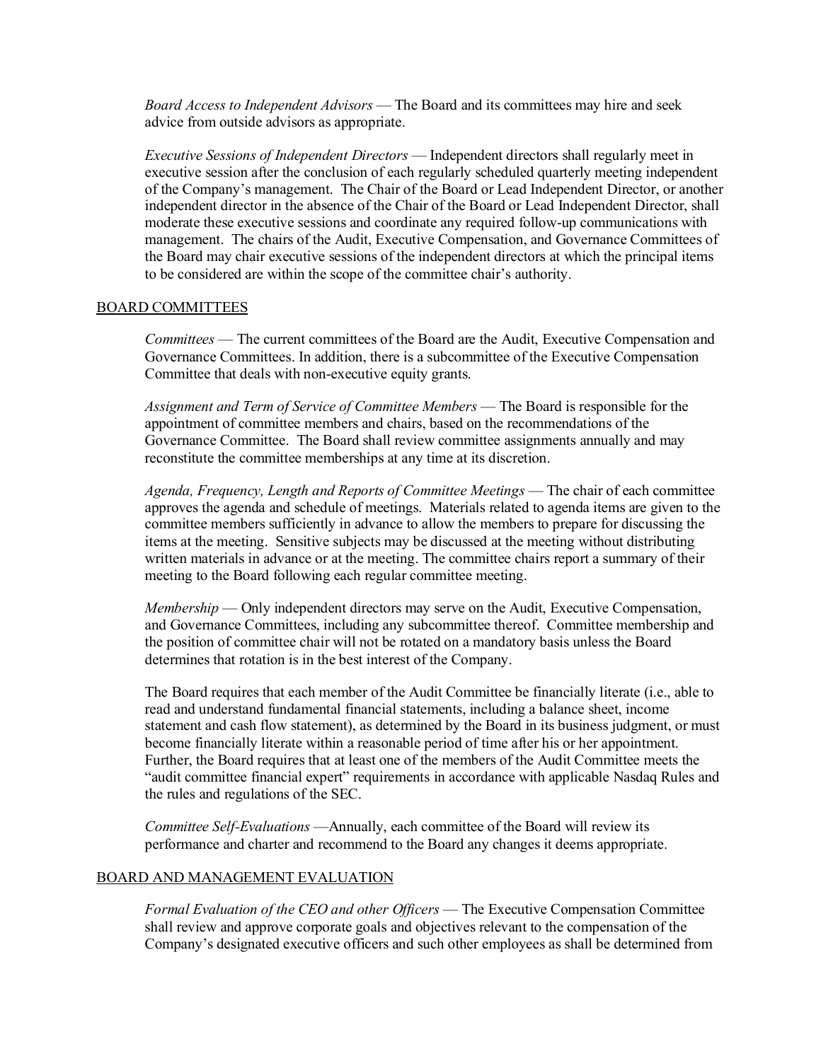*Board Access to Independent Advisors* — The Board and its committees may hire and seek advice from outside advisors as appropriate.

*Executive Sessions of Independent Directors* — Independent directors shall regularly meet in executive session after the conclusion of each regularly scheduled quarterly meeting independent of the Company's management. The Chair of the Board or Lead Independent Director, or another independent director in the absence of the Chair of the Board or Lead Independent Director, shall moderate these executive sessions and coordinate any required follow-up communications with management. The chairs of the Audit, Executive Compensation, and Governance Committees of the Board may chair executive sessions of the independent directors at which the principal items to be considered are within the scope of the committee chair's authority.

## BOARD COMMITTEES

*Committees* — The current committees of the Board are the Audit, Executive Compensation and Governance Committees. In addition, there is a subcommittee of the Executive Compensation Committee that deals with non-executive equity grants.

*Assignment and Term of Service of Committee Members* — The Board is responsible for the appointment of committee members and chairs, based on the recommendations of the Governance Committee. The Board shall review committee assignments annually and may reconstitute the committee memberships at any time at its discretion.

*Agenda, Frequency, Length and Reports of Committee Meetings* — The chair of each committee approves the agenda and schedule of meetings. Materials related to agenda items are given to the committee members sufficiently in advance to allow the members to prepare for discussing the items at the meeting. Sensitive subjects may be discussed at the meeting without distributing written materials in advance or at the meeting. The committee chairs report a summary of their meeting to the Board following each regular committee meeting.

*Membership* — Only independent directors may serve on the Audit, Executive Compensation, and Governance Committees, including any subcommittee thereof. Committee membership and the position of committee chair will not be rotated on a mandatory basis unless the Board determines that rotation is in the best interest of the Company.

The Board requires that each member of the Audit Committee be financially literate (i.e., able to read and understand fundamental financial statements, including a balance sheet, income statement and cash flow statement), as determined by the Board in its business judgment, or must become financially literate within a reasonable period of time after his or her appointment. Further, the Board requires that at least one of the members of the Audit Committee meets the "audit committee financial expert" requirements in accordance with applicable Nasdaq Rules and the rules and regulations of the SEC.

*Committee Self-Evaluations* —Annually, each committee of the Board will review its performance and charter and recommend to the Board any changes it deems appropriate.

## BOARD AND MANAGEMENT EVALUATION

*Formal Evaluation of the CEO and other Officers* — The Executive Compensation Committee shall review and approve corporate goals and objectives relevant to the compensation of the Company's designated executive officers and such other employees as shall be determined from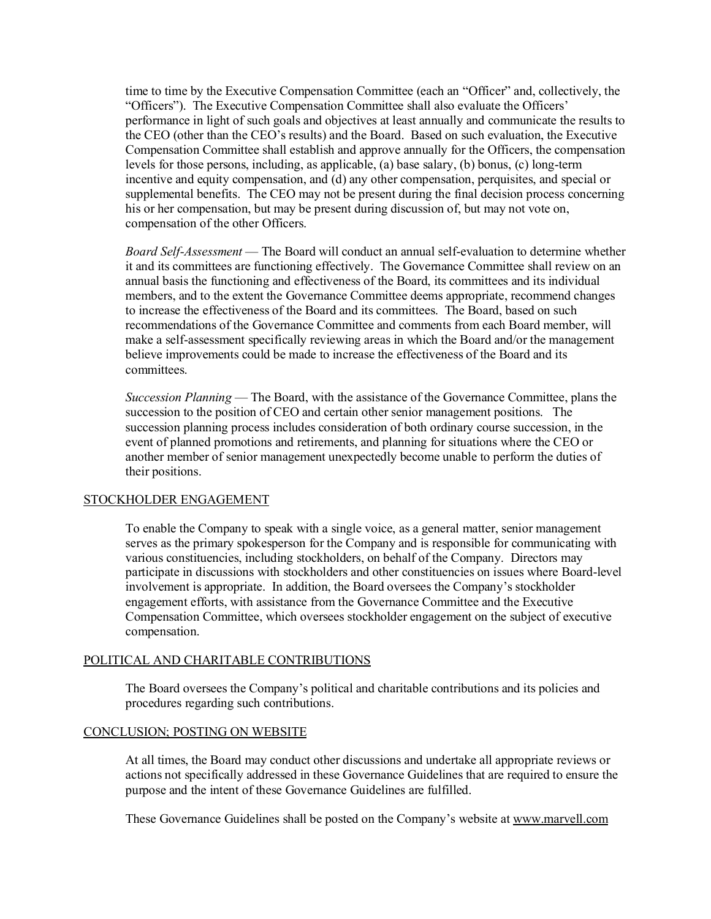time to time by the Executive Compensation Committee (each an "Officer" and, collectively, the "Officers"). The Executive Compensation Committee shall also evaluate the Officers' performance in light of such goals and objectives at least annually and communicate the results to the CEO (other than the CEO's results) and the Board. Based on such evaluation, the Executive Compensation Committee shall establish and approve annually for the Officers, the compensation levels for those persons, including, as applicable, (a) base salary, (b) bonus, (c) long-term incentive and equity compensation, and (d) any other compensation, perquisites, and special or supplemental benefits. The CEO may not be present during the final decision process concerning his or her compensation, but may be present during discussion of, but may not vote on, compensation of the other Officers.

*Board Self-Assessment* — The Board will conduct an annual self-evaluation to determine whether it and its committees are functioning effectively. The Governance Committee shall review on an annual basis the functioning and effectiveness of the Board, its committees and its individual members, and to the extent the Governance Committee deems appropriate, recommend changes to increase the effectiveness of the Board and its committees. The Board, based on such recommendations of the Governance Committee and comments from each Board member, will make a self-assessment specifically reviewing areas in which the Board and/or the management believe improvements could be made to increase the effectiveness of the Board and its committees.

*Succession Planning* — The Board, with the assistance of the Governance Committee, plans the succession to the position of CEO and certain other senior management positions. The succession planning process includes consideration of both ordinary course succession, in the event of planned promotions and retirements, and planning for situations where the CEO or another member of senior management unexpectedly become unable to perform the duties of their positions.

## STOCKHOLDER ENGAGEMENT

To enable the Company to speak with a single voice, as a general matter, senior management serves as the primary spokesperson for the Company and is responsible for communicating with various constituencies, including stockholders, on behalf of the Company. Directors may participate in discussions with stockholders and other constituencies on issues where Board-level involvement is appropriate. In addition, the Board oversees the Company's stockholder engagement efforts, with assistance from the Governance Committee and the Executive Compensation Committee, which oversees stockholder engagement on the subject of executive compensation.

## POLITICAL AND CHARITABLE CONTRIBUTIONS

The Board oversees the Company's political and charitable contributions and its policies and procedures regarding such contributions.

## CONCLUSION; POSTING ON WEBSITE

At all times, the Board may conduct other discussions and undertake all appropriate reviews or actions not specifically addressed in these Governance Guidelines that are required to ensure the purpose and the intent of these Governance Guidelines are fulfilled.

These Governance Guidelines shall be posted on the Company's website at www.marvell.com